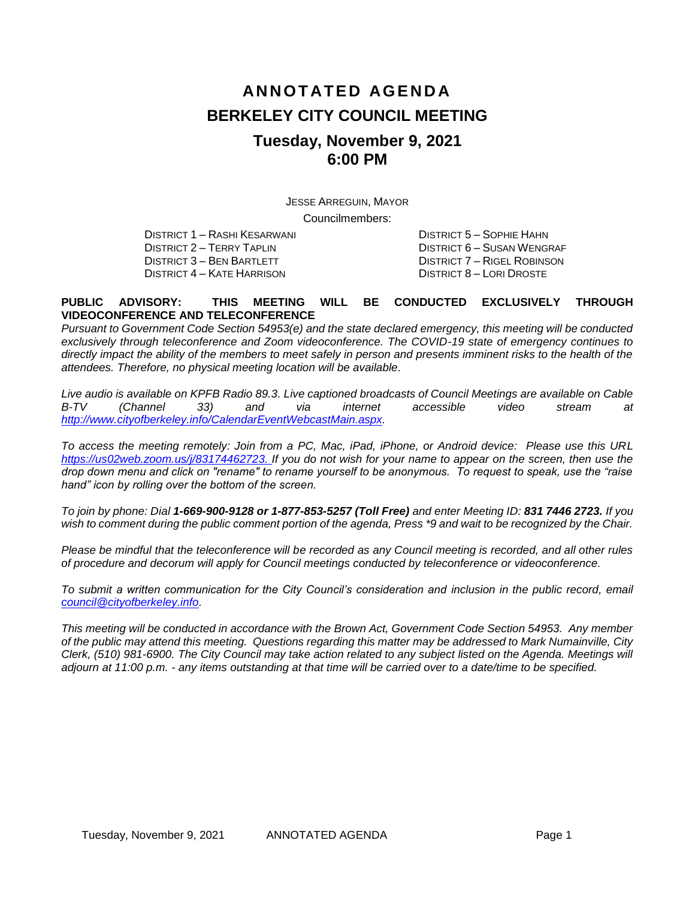# ANNOTATED AGENDA

# BERKELEY CITY COUNCIL MEETING

## Tuesday, November 9, 2021
## 6:00 PM

JESSE ARREGUIN, MAYOR

Councilmembers:

DISTRICT 1 – RASHI KESARWANI
DISTRICT 2 – TERRY TAPLIN
DISTRICT 3 – BEN BARTLETT
DISTRICT 4 – KATE HARRISON
DISTRICT 5 – SOPHIE HAHN
DISTRICT 6 – SUSAN WENGRAF
DISTRICT 7 – RIGEL ROBINSON
DISTRICT 8 – LORI DROSTE

**PUBLIC ADVISORY: THIS MEETING WILL BE CONDUCTED EXCLUSIVELY THROUGH VIDEOCONFERENCE AND TELECONFERENCE**

*Pursuant to Government Code Section 54953(e) and the state declared emergency, this meeting will be conducted exclusively through teleconference and Zoom videoconference. The COVID-19 state of emergency continues to directly impact the ability of the members to meet safely in person and presents imminent risks to the health of the attendees. Therefore, no physical meeting location will be available.*

*Live audio is available on KPFB Radio 89.3. Live captioned broadcasts of Council Meetings are available on Cable B-TV (Channel 33) and via internet accessible video stream at [http://www.cityofberkeley.info/CalendarEventWebcastMain.aspx](http://www.cityofberkeley.info/CalendarEventWebcastMain.aspx).*

*To access the meeting remotely: Join from a PC, Mac, iPad, iPhone, or Android device: Please use this URL [https://us02web.zoom.us/j/83174462723.](https://us02web.zoom.us/j/83174462723) If you do not wish for your name to appear on the screen, then use the drop down menu and click on "rename" to rename yourself to be anonymous. To request to speak, use the "raise hand" icon by rolling over the bottom of the screen.*

*To join by phone: Dial **1-669-900-9128 or 1-877-853-5257 (Toll Free)** and enter Meeting ID: **831 7446 2723.** If you wish to comment during the public comment portion of the agenda, Press *9 and wait to be recognized by the Chair.*

*Please be mindful that the teleconference will be recorded as any Council meeting is recorded, and all other rules of procedure and decorum will apply for Council meetings conducted by teleconference or videoconference.*

*To submit a written communication for the City Council's consideration and inclusion in the public record, email [council@cityofberkeley.info](mailto:council@cityofberkeley.info).*

*This meeting will be conducted in accordance with the Brown Act, Government Code Section 54953. Any member of the public may attend this meeting. Questions regarding this matter may be addressed to Mark Numainville, City Clerk, (510) 981-6900. The City Council may take action related to any subject listed on the Agenda. Meetings will adjourn at 11:00 p.m. - any items outstanding at that time will be carried over to a date/time to be specified.*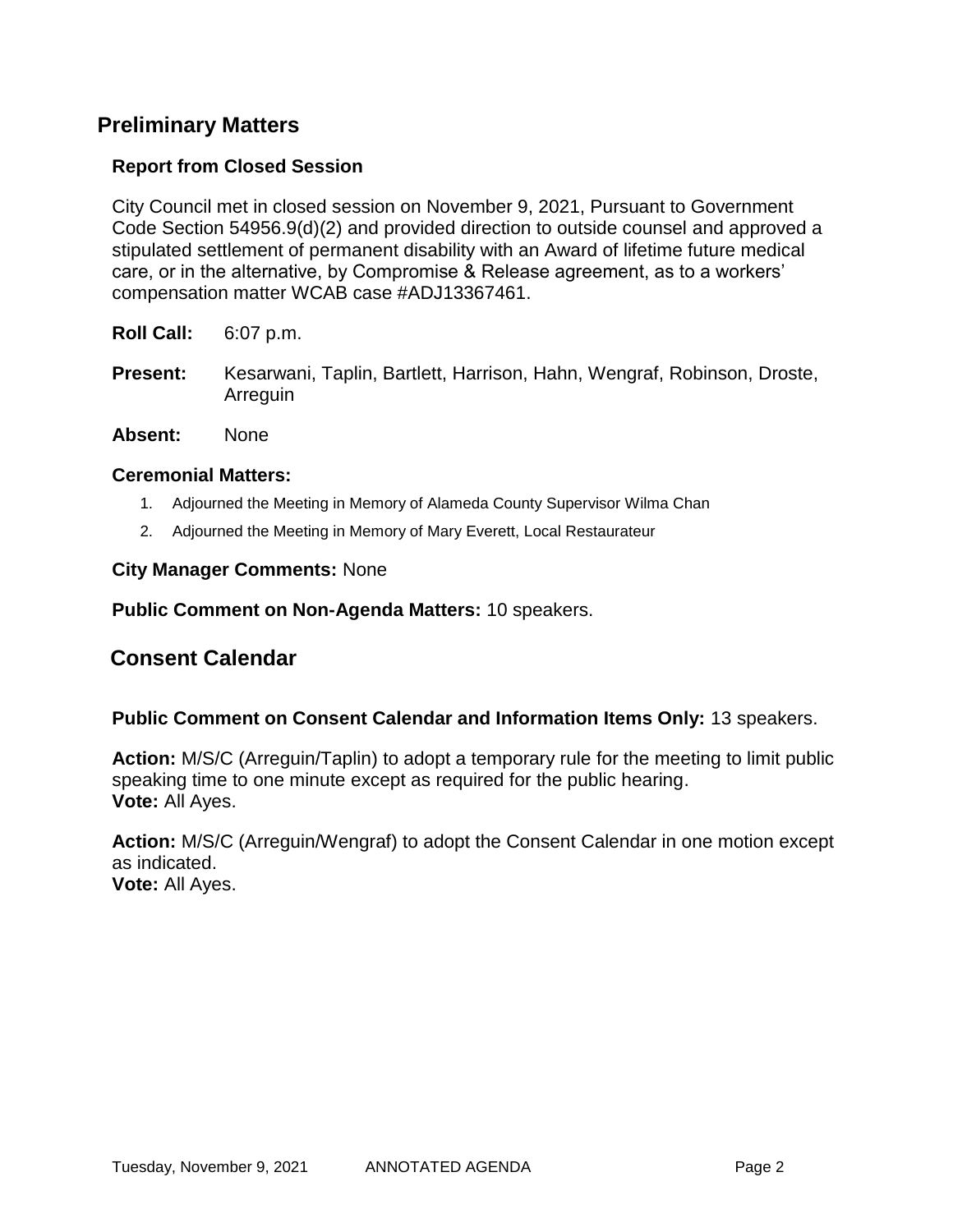## Preliminary Matters

### Report from Closed Session

City Council met in closed session on November 9, 2021, Pursuant to Government Code Section 54956.9(d)(2) and provided direction to outside counsel and approved a stipulated settlement of permanent disability with an Award of lifetime future medical care, or in the alternative, by Compromise & Release agreement, as to a workers' compensation matter WCAB case #ADJ13367461.

**Roll Call:** 6:07 p.m.

**Present:** Kesarwani, Taplin, Bartlett, Harrison, Hahn, Wengraf, Robinson, Droste, Arreguin

**Absent:** None

### Ceremonial Matters:

1. Adjourned the Meeting in Memory of Alameda County Supervisor Wilma Chan
2. Adjourned the Meeting in Memory of Mary Everett, Local Restaurateur

**City Manager Comments:** None

**Public Comment on Non-Agenda Matters:** 10 speakers.

## Consent Calendar

**Public Comment on Consent Calendar and Information Items Only:** 13 speakers.

**Action:** M/S/C (Arreguin/Taplin) to adopt a temporary rule for the meeting to limit public speaking time to one minute except as required for the public hearing.
**Vote:** All Ayes.

**Action:** M/S/C (Arreguin/Wengraf) to adopt the Consent Calendar in one motion except as indicated.
**Vote:** All Ayes.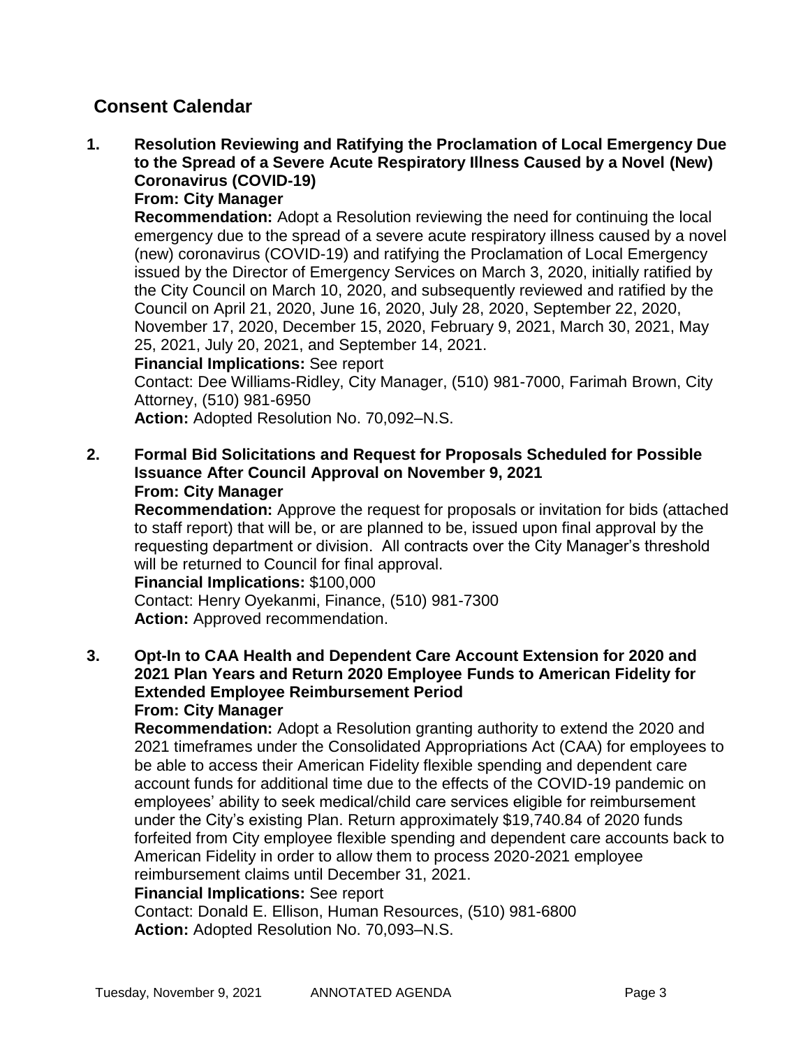## Consent Calendar

**1. Resolution Reviewing and Ratifying the Proclamation of Local Emergency Due to the Spread of a Severe Acute Respiratory Illness Caused by a Novel (New) Coronavirus (COVID-19)**
**From: City Manager**
**Recommendation:** Adopt a Resolution reviewing the need for continuing the local emergency due to the spread of a severe acute respiratory illness caused by a novel (new) coronavirus (COVID-19) and ratifying the Proclamation of Local Emergency issued by the Director of Emergency Services on March 3, 2020, initially ratified by the City Council on March 10, 2020, and subsequently reviewed and ratified by the Council on April 21, 2020, June 16, 2020, July 28, 2020, September 22, 2020, November 17, 2020, December 15, 2020, February 9, 2021, March 30, 2021, May 25, 2021, July 20, 2021, and September 14, 2021.
**Financial Implications:** See report
Contact: Dee Williams-Ridley, City Manager, (510) 981-7000, Farimah Brown, City Attorney, (510) 981-6950
**Action:** Adopted Resolution No. 70,092–N.S.

**2. Formal Bid Solicitations and Request for Proposals Scheduled for Possible Issuance After Council Approval on November 9, 2021**
**From: City Manager**
**Recommendation:** Approve the request for proposals or invitation for bids (attached to staff report) that will be, or are planned to be, issued upon final approval by the requesting department or division. All contracts over the City Manager's threshold will be returned to Council for final approval.
**Financial Implications:** $100,000
Contact: Henry Oyekanmi, Finance, (510) 981-7300
**Action:** Approved recommendation.

**3. Opt-In to CAA Health and Dependent Care Account Extension for 2020 and 2021 Plan Years and Return 2020 Employee Funds to American Fidelity for Extended Employee Reimbursement Period**
**From: City Manager**
**Recommendation:** Adopt a Resolution granting authority to extend the 2020 and 2021 timeframes under the Consolidated Appropriations Act (CAA) for employees to be able to access their American Fidelity flexible spending and dependent care account funds for additional time due to the effects of the COVID-19 pandemic on employees' ability to seek medical/child care services eligible for reimbursement under the City's existing Plan. Return approximately $19,740.84 of 2020 funds forfeited from City employee flexible spending and dependent care accounts back to American Fidelity in order to allow them to process 2020-2021 employee reimbursement claims until December 31, 2021.
**Financial Implications:** See report
Contact: Donald E. Ellison, Human Resources, (510) 981-6800
**Action:** Adopted Resolution No. 70,093–N.S.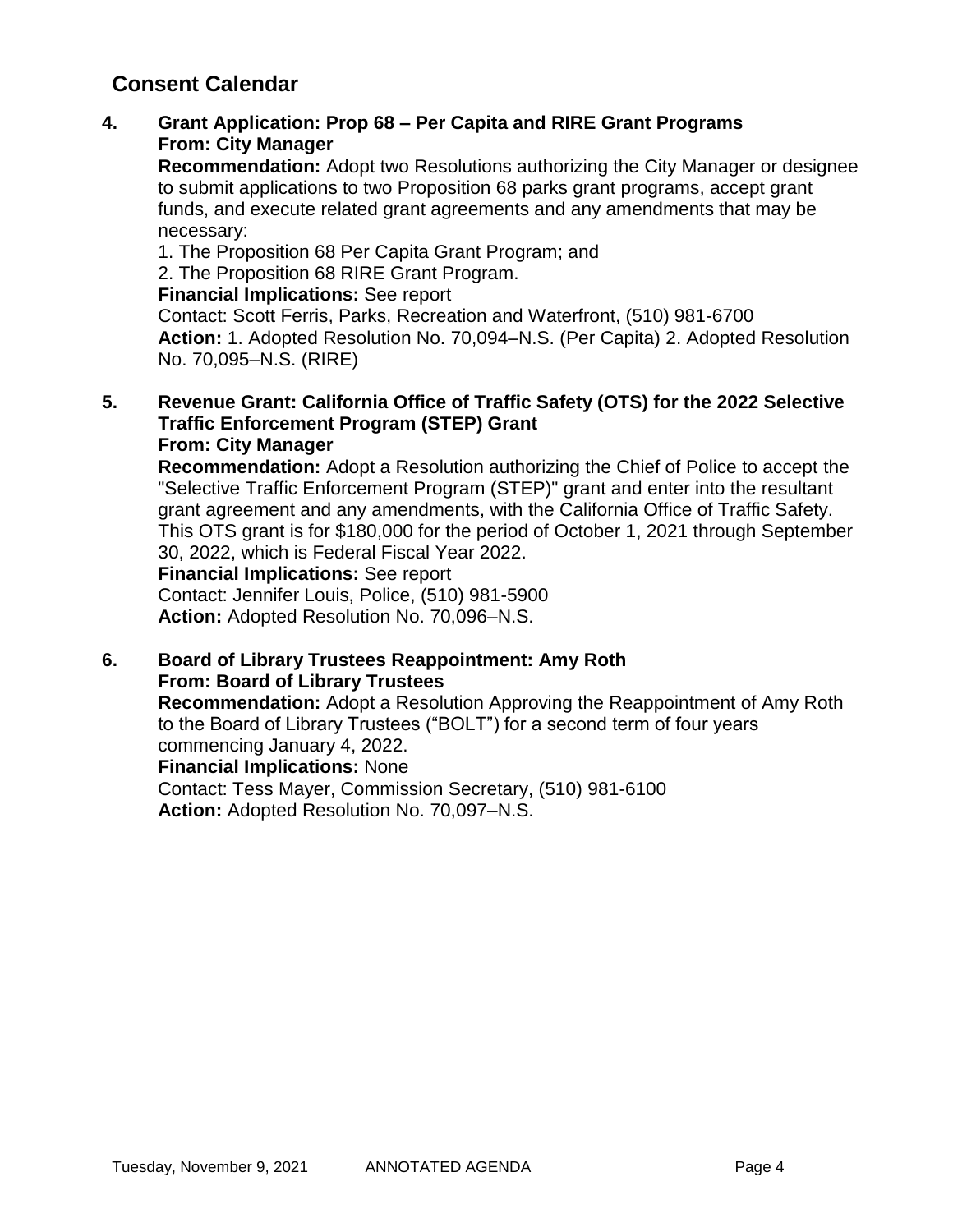## Consent Calendar

**4. Grant Application: Prop 68 – Per Capita and RIRE Grant Programs**
**From: City Manager**

**Recommendation:** Adopt two Resolutions authorizing the City Manager or designee to submit applications to two Proposition 68 parks grant programs, accept grant funds, and execute related grant agreements and any amendments that may be necessary:

1. The Proposition 68 Per Capita Grant Program; and
2. The Proposition 68 RIRE Grant Program.

**Financial Implications:** See report
Contact: Scott Ferris, Parks, Recreation and Waterfront, (510) 981-6700
**Action:** 1. Adopted Resolution No. 70,094–N.S. (Per Capita) 2. Adopted Resolution No. 70,095–N.S. (RIRE)

**5. Revenue Grant: California Office of Traffic Safety (OTS) for the 2022 Selective Traffic Enforcement Program (STEP) Grant**
**From: City Manager**

**Recommendation:** Adopt a Resolution authorizing the Chief of Police to accept the "Selective Traffic Enforcement Program (STEP)" grant and enter into the resultant grant agreement and any amendments, with the California Office of Traffic Safety. This OTS grant is for $180,000 for the period of October 1, 2021 through September 30, 2022, which is Federal Fiscal Year 2022.
**Financial Implications:** See report
Contact: Jennifer Louis, Police, (510) 981-5900
**Action:** Adopted Resolution No. 70,096–N.S.

**6. Board of Library Trustees Reappointment: Amy Roth**
**From: Board of Library Trustees**

**Recommendation:** Adopt a Resolution Approving the Reappointment of Amy Roth to the Board of Library Trustees ("BOLT") for a second term of four years commencing January 4, 2022.
**Financial Implications:** None
Contact: Tess Mayer, Commission Secretary, (510) 981-6100
**Action:** Adopted Resolution No. 70,097–N.S.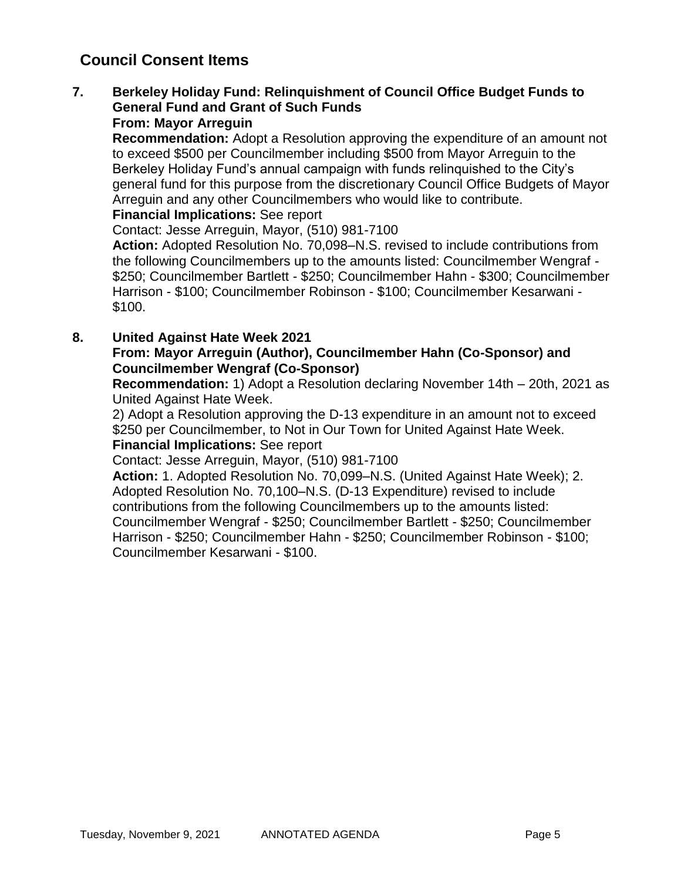## Council Consent Items

**7. Berkeley Holiday Fund: Relinquishment of Council Office Budget Funds to General Fund and Grant of Such Funds**
**From: Mayor Arreguin**

**Recommendation:** Adopt a Resolution approving the expenditure of an amount not to exceed $500 per Councilmember including $500 from Mayor Arreguin to the Berkeley Holiday Fund's annual campaign with funds relinquished to the City's general fund for this purpose from the discretionary Council Office Budgets of Mayor Arreguin and any other Councilmembers who would like to contribute.

**Financial Implications:** See report

Contact: Jesse Arreguin, Mayor, (510) 981-7100

**Action:** Adopted Resolution No. 70,098–N.S. revised to include contributions from the following Councilmembers up to the amounts listed: Councilmember Wengraf - $250; Councilmember Bartlett - $250; Councilmember Hahn - $300; Councilmember Harrison - $100; Councilmember Robinson - $100; Councilmember Kesarwani - $100.

**8. United Against Hate Week 2021**
**From: Mayor Arreguin (Author), Councilmember Hahn (Co-Sponsor) and Councilmember Wengraf (Co-Sponsor)**

**Recommendation:** 1) Adopt a Resolution declaring November 14th – 20th, 2021 as United Against Hate Week.

2) Adopt a Resolution approving the D-13 expenditure in an amount not to exceed $250 per Councilmember, to Not in Our Town for United Against Hate Week.

**Financial Implications:** See report

Contact: Jesse Arreguin, Mayor, (510) 981-7100

**Action:** 1. Adopted Resolution No. 70,099–N.S. (United Against Hate Week); 2. Adopted Resolution No. 70,100–N.S. (D-13 Expenditure) revised to include contributions from the following Councilmembers up to the amounts listed: Councilmember Wengraf - $250; Councilmember Bartlett - $250; Councilmember Harrison - $250; Councilmember Hahn - $250; Councilmember Robinson - $100; Councilmember Kesarwani - $100.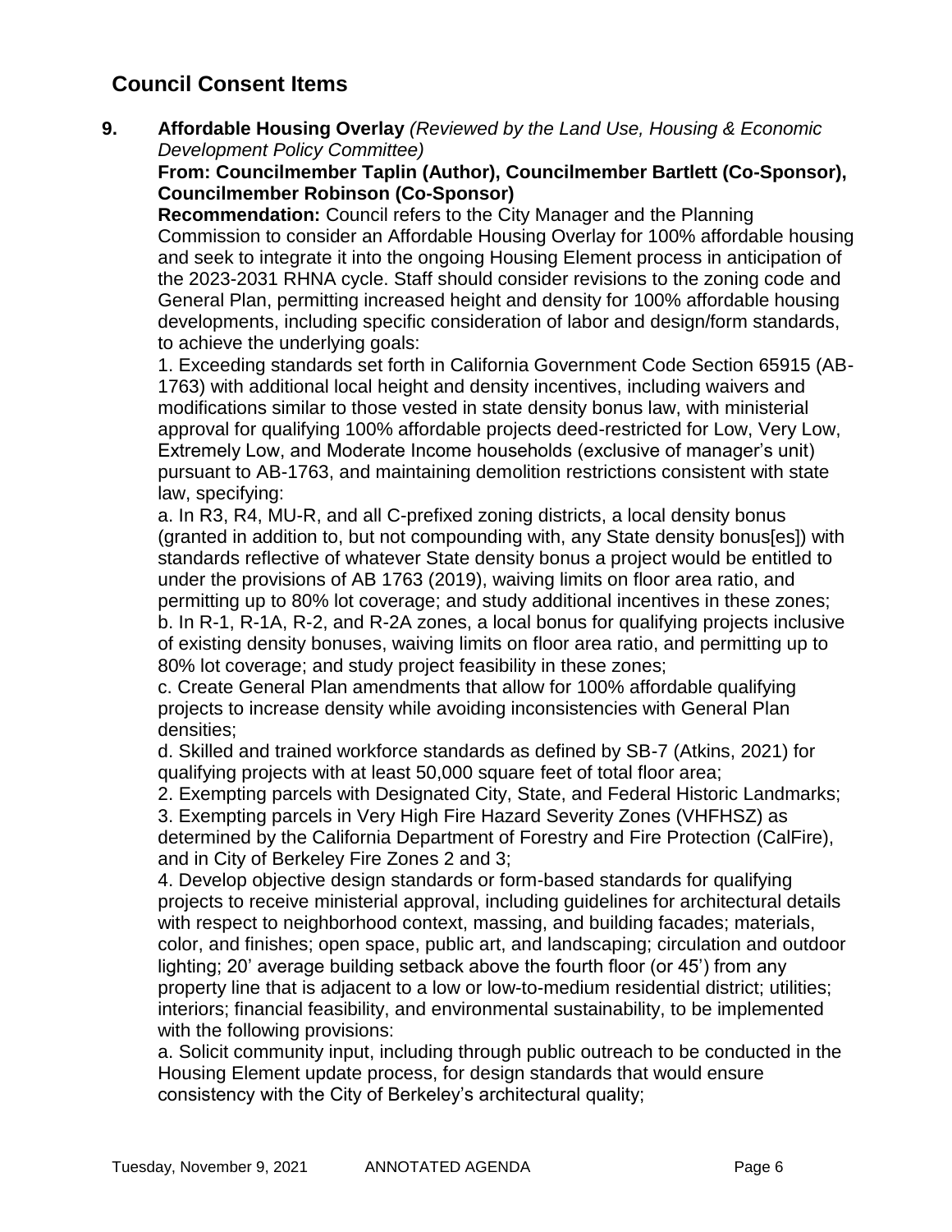## Council Consent Items

**9. Affordable Housing Overlay** *(Reviewed by the Land Use, Housing & Economic Development Policy Committee)*

**From: Councilmember Taplin (Author), Councilmember Bartlett (Co-Sponsor), Councilmember Robinson (Co-Sponsor)**

**Recommendation:** Council refers to the City Manager and the Planning Commission to consider an Affordable Housing Overlay for 100% affordable housing and seek to integrate it into the ongoing Housing Element process in anticipation of the 2023-2031 RHNA cycle. Staff should consider revisions to the zoning code and General Plan, permitting increased height and density for 100% affordable housing developments, including specific consideration of labor and design/form standards, to achieve the underlying goals:

1. Exceeding standards set forth in California Government Code Section 65915 (AB-1763) with additional local height and density incentives, including waivers and modifications similar to those vested in state density bonus law, with ministerial approval for qualifying 100% affordable projects deed-restricted for Low, Very Low, Extremely Low, and Moderate Income households (exclusive of manager's unit) pursuant to AB-1763, and maintaining demolition restrictions consistent with state law, specifying:
   a. In R3, R4, MU-R, and all C-prefixed zoning districts, a local density bonus (granted in addition to, but not compounding with, any State density bonus[es]) with standards reflective of whatever State density bonus a project would be entitled to under the provisions of AB 1763 (2019), waiving limits on floor area ratio, and permitting up to 80% lot coverage; and study additional incentives in these zones;
   b. In R-1, R-1A, R-2, and R-2A zones, a local bonus for qualifying projects inclusive of existing density bonuses, waiving limits on floor area ratio, and permitting up to 80% lot coverage; and study project feasibility in these zones;
   c. Create General Plan amendments that allow for 100% affordable qualifying projects to increase density while avoiding inconsistencies with General Plan densities;
   d. Skilled and trained workforce standards as defined by SB-7 (Atkins, 2021) for qualifying projects with at least 50,000 square feet of total floor area;
2. Exempting parcels with Designated City, State, and Federal Historic Landmarks;
3. Exempting parcels in Very High Fire Hazard Severity Zones (VHFHSZ) as determined by the California Department of Forestry and Fire Protection (CalFire), and in City of Berkeley Fire Zones 2 and 3;
4. Develop objective design standards or form-based standards for qualifying projects to receive ministerial approval, including guidelines for architectural details with respect to neighborhood context, massing, and building facades; materials, color, and finishes; open space, public art, and landscaping; circulation and outdoor lighting; 20' average building setback above the fourth floor (or 45') from any property line that is adjacent to a low or low-to-medium residential district; utilities; interiors; financial feasibility, and environmental sustainability, to be implemented with the following provisions:
   a. Solicit community input, including through public outreach to be conducted in the Housing Element update process, for design standards that would ensure consistency with the City of Berkeley's architectural quality;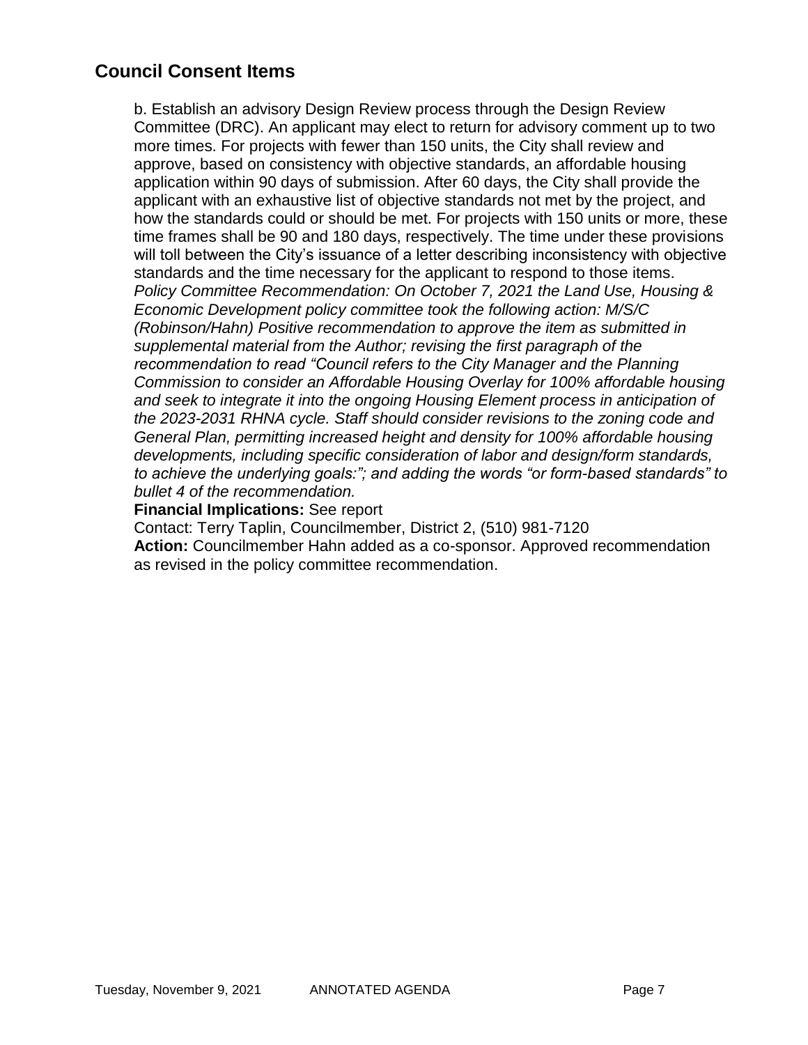## Council Consent Items

b. Establish an advisory Design Review process through the Design Review Committee (DRC). An applicant may elect to return for advisory comment up to two more times. For projects with fewer than 150 units, the City shall review and approve, based on consistency with objective standards, an affordable housing application within 90 days of submission. After 60 days, the City shall provide the applicant with an exhaustive list of objective standards not met by the project, and how the standards could or should be met. For projects with 150 units or more, these time frames shall be 90 and 180 days, respectively. The time under these provisions will toll between the City's issuance of a letter describing inconsistency with objective standards and the time necessary for the applicant to respond to those items.
*Policy Committee Recommendation: On October 7, 2021 the Land Use, Housing & Economic Development policy committee took the following action: M/S/C (Robinson/Hahn) Positive recommendation to approve the item as submitted in supplemental material from the Author; revising the first paragraph of the recommendation to read "Council refers to the City Manager and the Planning Commission to consider an Affordable Housing Overlay for 100% affordable housing and seek to integrate it into the ongoing Housing Element process in anticipation of the 2023-2031 RHNA cycle. Staff should consider revisions to the zoning code and General Plan, permitting increased height and density for 100% affordable housing developments, including specific consideration of labor and design/form standards, to achieve the underlying goals:"; and adding the words "or form-based standards" to bullet 4 of the recommendation.*
**Financial Implications:** See report
Contact: Terry Taplin, Councilmember, District 2, (510) 981-7120
**Action:** Councilmember Hahn added as a co-sponsor. Approved recommendation as revised in the policy committee recommendation.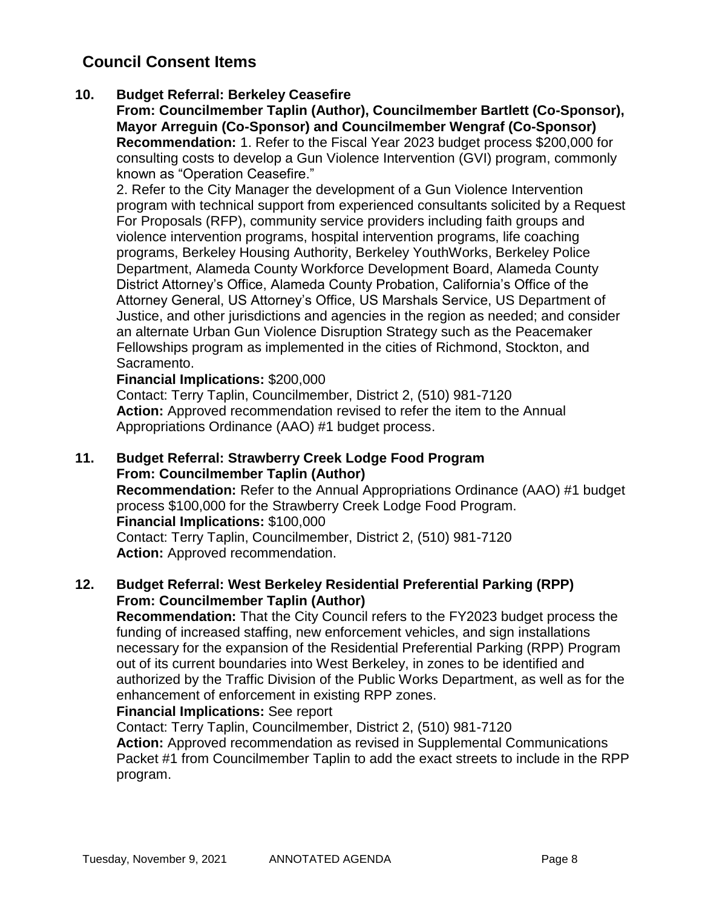## Council Consent Items

**10. Budget Referral: Berkeley Ceasefire**
**From: Councilmember Taplin (Author), Councilmember Bartlett (Co-Sponsor), Mayor Arreguin (Co-Sponsor) and Councilmember Wengraf (Co-Sponsor)**
**Recommendation:** 1. Refer to the Fiscal Year 2023 budget process $200,000 for consulting costs to develop a Gun Violence Intervention (GVI) program, commonly known as "Operation Ceasefire."
2. Refer to the City Manager the development of a Gun Violence Intervention program with technical support from experienced consultants solicited by a Request For Proposals (RFP), community service providers including faith groups and violence intervention programs, hospital intervention programs, life coaching programs, Berkeley Housing Authority, Berkeley YouthWorks, Berkeley Police Department, Alameda County Workforce Development Board, Alameda County District Attorney's Office, Alameda County Probation, California's Office of the Attorney General, US Attorney's Office, US Marshals Service, US Department of Justice, and other jurisdictions and agencies in the region as needed; and consider an alternate Urban Gun Violence Disruption Strategy such as the Peacemaker Fellowships program as implemented in the cities of Richmond, Stockton, and Sacramento.
**Financial Implications:** $200,000
Contact: Terry Taplin, Councilmember, District 2, (510) 981-7120
**Action:** Approved recommendation revised to refer the item to the Annual Appropriations Ordinance (AAO) #1 budget process.

**11. Budget Referral: Strawberry Creek Lodge Food Program**
**From: Councilmember Taplin (Author)**
**Recommendation:** Refer to the Annual Appropriations Ordinance (AAO) #1 budget process $100,000 for the Strawberry Creek Lodge Food Program.
**Financial Implications:** $100,000
Contact: Terry Taplin, Councilmember, District 2, (510) 981-7120
**Action:** Approved recommendation.

**12. Budget Referral: West Berkeley Residential Preferential Parking (RPP)**
**From: Councilmember Taplin (Author)**
**Recommendation:** That the City Council refers to the FY2023 budget process the funding of increased staffing, new enforcement vehicles, and sign installations necessary for the expansion of the Residential Preferential Parking (RPP) Program out of its current boundaries into West Berkeley, in zones to be identified and authorized by the Traffic Division of the Public Works Department, as well as for the enhancement of enforcement in existing RPP zones.
**Financial Implications:** See report
Contact: Terry Taplin, Councilmember, District 2, (510) 981-7120
**Action:** Approved recommendation as revised in Supplemental Communications Packet #1 from Councilmember Taplin to add the exact streets to include in the RPP program.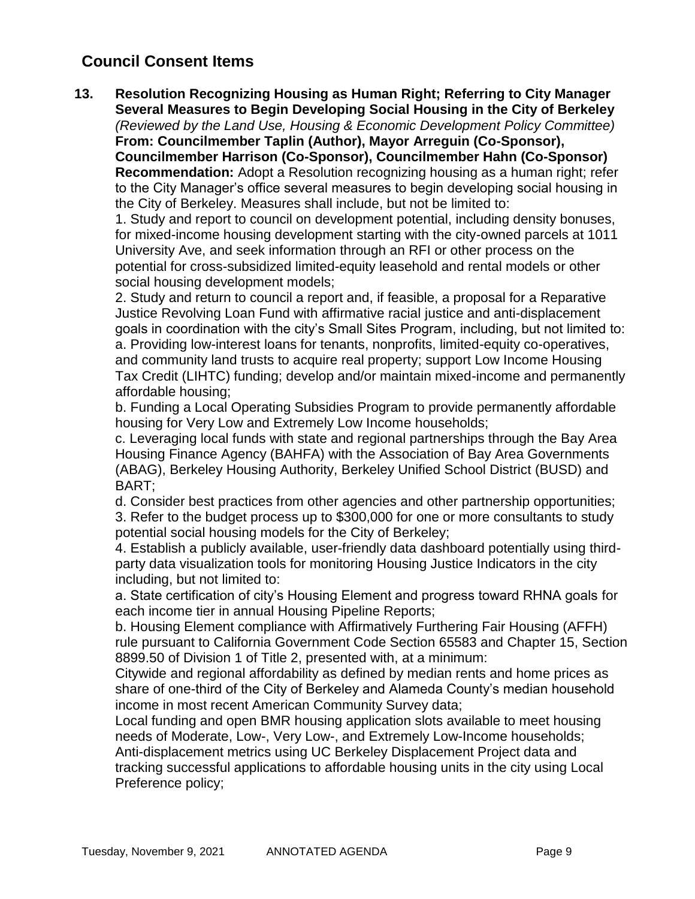## Council Consent Items

**13. Resolution Recognizing Housing as Human Right; Referring to City Manager Several Measures to Begin Developing Social Housing in the City of Berkeley**
*(Reviewed by the Land Use, Housing & Economic Development Policy Committee)*
**From: Councilmember Taplin (Author), Mayor Arreguin (Co-Sponsor), Councilmember Harrison (Co-Sponsor), Councilmember Hahn (Co-Sponsor)**
**Recommendation:** Adopt a Resolution recognizing housing as a human right; refer to the City Manager's office several measures to begin developing social housing in the City of Berkeley. Measures shall include, but not be limited to:
1. Study and report to council on development potential, including density bonuses, for mixed-income housing development starting with the city-owned parcels at 1011 University Ave, and seek information through an RFI or other process on the potential for cross-subsidized limited-equity leasehold and rental models or other social housing development models;
2. Study and return to council a report and, if feasible, a proposal for a Reparative Justice Revolving Loan Fund with affirmative racial justice and anti-displacement goals in coordination with the city's Small Sites Program, including, but not limited to:
a. Providing low-interest loans for tenants, nonprofits, limited-equity co-operatives, and community land trusts to acquire real property; support Low Income Housing Tax Credit (LIHTC) funding; develop and/or maintain mixed-income and permanently affordable housing;
b. Funding a Local Operating Subsidies Program to provide permanently affordable housing for Very Low and Extremely Low Income households;
c. Leveraging local funds with state and regional partnerships through the Bay Area Housing Finance Agency (BAHFA) with the Association of Bay Area Governments (ABAG), Berkeley Housing Authority, Berkeley Unified School District (BUSD) and BART;
d. Consider best practices from other agencies and other partnership opportunities;
3. Refer to the budget process up to $300,000 for one or more consultants to study potential social housing models for the City of Berkeley;
4. Establish a publicly available, user-friendly data dashboard potentially using third-party data visualization tools for monitoring Housing Justice Indicators in the city including, but not limited to:
a. State certification of city's Housing Element and progress toward RHNA goals for each income tier in annual Housing Pipeline Reports;
b. Housing Element compliance with Affirmatively Furthering Fair Housing (AFFH) rule pursuant to California Government Code Section 65583 and Chapter 15, Section 8899.50 of Division 1 of Title 2, presented with, at a minimum:
Citywide and regional affordability as defined by median rents and home prices as share of one-third of the City of Berkeley and Alameda County's median household income in most recent American Community Survey data;
Local funding and open BMR housing application slots available to meet housing needs of Moderate, Low-, Very Low-, and Extremely Low-Income households;
Anti-displacement metrics using UC Berkeley Displacement Project data and tracking successful applications to affordable housing units in the city using Local Preference policy;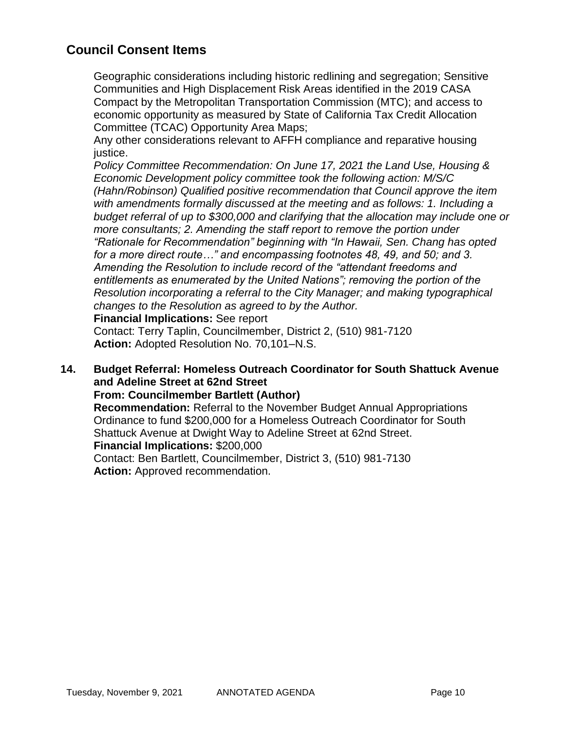## Council Consent Items

Geographic considerations including historic redlining and segregation; Sensitive Communities and High Displacement Risk Areas identified in the 2019 CASA Compact by the Metropolitan Transportation Commission (MTC); and access to economic opportunity as measured by State of California Tax Credit Allocation Committee (TCAC) Opportunity Area Maps;

Any other considerations relevant to AFFH compliance and reparative housing justice.

*Policy Committee Recommendation: On June 17, 2021 the Land Use, Housing & Economic Development policy committee took the following action: M/S/C (Hahn/Robinson) Qualified positive recommendation that Council approve the item with amendments formally discussed at the meeting and as follows: 1. Including a budget referral of up to $300,000 and clarifying that the allocation may include one or more consultants; 2. Amending the staff report to remove the portion under "Rationale for Recommendation" beginning with "In Hawaii, Sen. Chang has opted for a more direct route…" and encompassing footnotes 48, 49, and 50; and 3. Amending the Resolution to include record of the "attendant freedoms and entitlements as enumerated by the United Nations"; removing the portion of the Resolution incorporating a referral to the City Manager; and making typographical changes to the Resolution as agreed to by the Author.*

**Financial Implications:** See report

Contact: Terry Taplin, Councilmember, District 2, (510) 981-7120

**Action:** Adopted Resolution No. 70,101–N.S.

**14. Budget Referral: Homeless Outreach Coordinator for South Shattuck Avenue and Adeline Street at 62nd Street**

**From: Councilmember Bartlett (Author)**

**Recommendation:** Referral to the November Budget Annual Appropriations Ordinance to fund $200,000 for a Homeless Outreach Coordinator for South Shattuck Avenue at Dwight Way to Adeline Street at 62nd Street.

**Financial Implications:** $200,000

Contact: Ben Bartlett, Councilmember, District 3, (510) 981-7130

**Action:** Approved recommendation.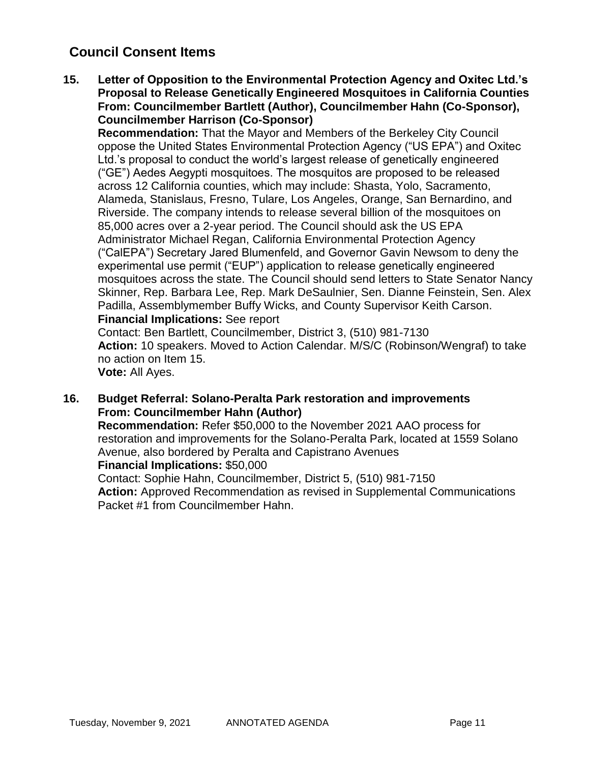## Council Consent Items

**15. Letter of Opposition to the Environmental Protection Agency and Oxitec Ltd.'s Proposal to Release Genetically Engineered Mosquitoes in California Counties**
**From: Councilmember Bartlett (Author), Councilmember Hahn (Co-Sponsor), Councilmember Harrison (Co-Sponsor)**

**Recommendation:** That the Mayor and Members of the Berkeley City Council oppose the United States Environmental Protection Agency ("US EPA") and Oxitec Ltd.'s proposal to conduct the world's largest release of genetically engineered ("GE") Aedes Aegypti mosquitoes. The mosquitos are proposed to be released across 12 California counties, which may include: Shasta, Yolo, Sacramento, Alameda, Stanislaus, Fresno, Tulare, Los Angeles, Orange, San Bernardino, and Riverside. The company intends to release several billion of the mosquitoes on 85,000 acres over a 2-year period. The Council should ask the US EPA Administrator Michael Regan, California Environmental Protection Agency ("CalEPA") Secretary Jared Blumenfeld, and Governor Gavin Newsom to deny the experimental use permit ("EUP") application to release genetically engineered mosquitoes across the state. The Council should send letters to State Senator Nancy Skinner, Rep. Barbara Lee, Rep. Mark DeSaulnier, Sen. Dianne Feinstein, Sen. Alex Padilla, Assemblymember Buffy Wicks, and County Supervisor Keith Carson.
**Financial Implications:** See report
Contact: Ben Bartlett, Councilmember, District 3, (510) 981-7130
**Action:** 10 speakers. Moved to Action Calendar. M/S/C (Robinson/Wengraf) to take no action on Item 15.
**Vote:** All Ayes.

**16. Budget Referral: Solano-Peralta Park restoration and improvements**
**From: Councilmember Hahn (Author)**

**Recommendation:** Refer $50,000 to the November 2021 AAO process for restoration and improvements for the Solano-Peralta Park, located at 1559 Solano Avenue, also bordered by Peralta and Capistrano Avenues
**Financial Implications:** $50,000
Contact: Sophie Hahn, Councilmember, District 5, (510) 981-7150
**Action:** Approved Recommendation as revised in Supplemental Communications Packet #1 from Councilmember Hahn.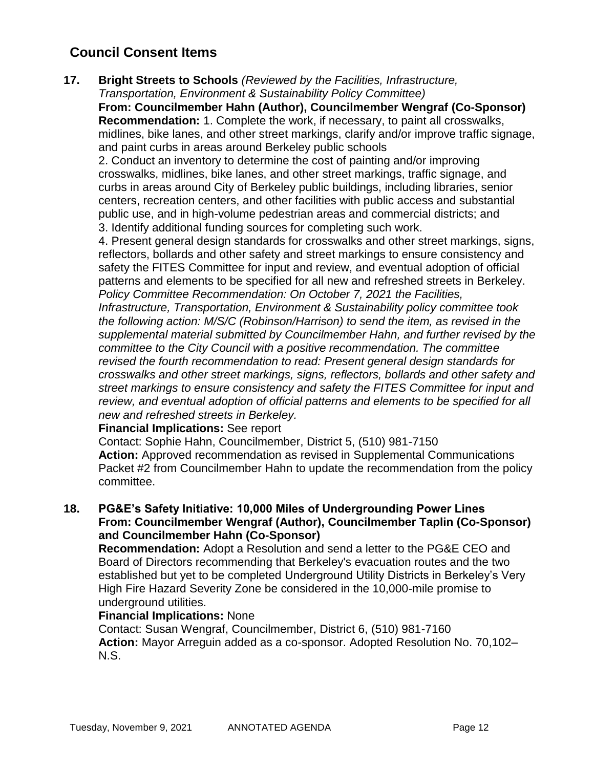## Council Consent Items

**17. Bright Streets to Schools** *(Reviewed by the Facilities, Infrastructure, Transportation, Environment & Sustainability Policy Committee)*
**From: Councilmember Hahn (Author), Councilmember Wengraf (Co-Sponsor)**
**Recommendation:** 1. Complete the work, if necessary, to paint all crosswalks, midlines, bike lanes, and other street markings, clarify and/or improve traffic signage, and paint curbs in areas around Berkeley public schools
2. Conduct an inventory to determine the cost of painting and/or improving crosswalks, midlines, bike lanes, and other street markings, traffic signage, and curbs in areas around City of Berkeley public buildings, including libraries, senior centers, recreation centers, and other facilities with public access and substantial public use, and in high-volume pedestrian areas and commercial districts; and
3. Identify additional funding sources for completing such work.
4. Present general design standards for crosswalks and other street markings, signs, reflectors, bollards and other safety and street markings to ensure consistency and safety the FITES Committee for input and review, and eventual adoption of official patterns and elements to be specified for all new and refreshed streets in Berkeley.
*Policy Committee Recommendation: On October 7, 2021 the Facilities, Infrastructure, Transportation, Environment & Sustainability policy committee took the following action: M/S/C (Robinson/Harrison) to send the item, as revised in the supplemental material submitted by Councilmember Hahn, and further revised by the committee to the City Council with a positive recommendation. The committee revised the fourth recommendation to read: Present general design standards for crosswalks and other street markings, signs, reflectors, bollards and other safety and street markings to ensure consistency and safety the FITES Committee for input and review, and eventual adoption of official patterns and elements to be specified for all new and refreshed streets in Berkeley.*
**Financial Implications:** See report
Contact: Sophie Hahn, Councilmember, District 5, (510) 981-7150
**Action:** Approved recommendation as revised in Supplemental Communications Packet #2 from Councilmember Hahn to update the recommendation from the policy committee.

**18. PG&E's Safety Initiative: 10,000 Miles of Undergrounding Power Lines**
**From: Councilmember Wengraf (Author), Councilmember Taplin (Co-Sponsor) and Councilmember Hahn (Co-Sponsor)**
**Recommendation:** Adopt a Resolution and send a letter to the PG&E CEO and Board of Directors recommending that Berkeley's evacuation routes and the two established but yet to be completed Underground Utility Districts in Berkeley's Very High Fire Hazard Severity Zone be considered in the 10,000-mile promise to underground utilities.
**Financial Implications:** None
Contact: Susan Wengraf, Councilmember, District 6, (510) 981-7160
**Action:** Mayor Arreguin added as a co-sponsor. Adopted Resolution No. 70,102–N.S.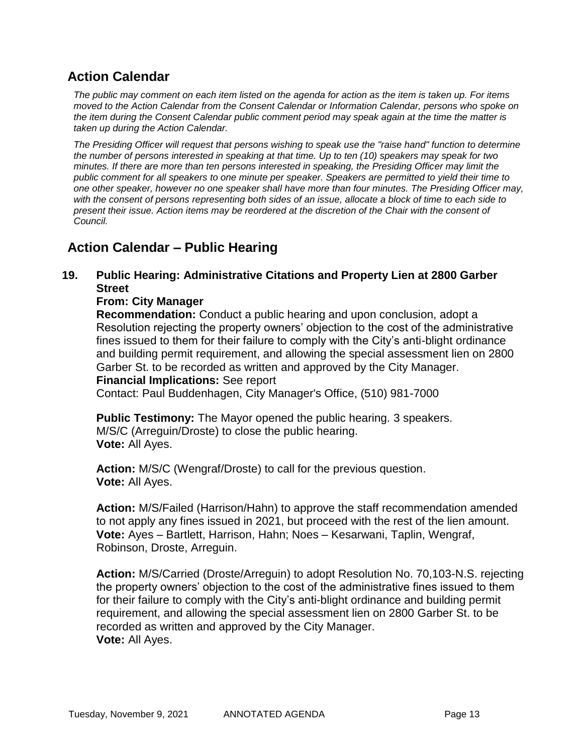## Action Calendar

*The public may comment on each item listed on the agenda for action as the item is taken up. For items moved to the Action Calendar from the Consent Calendar or Information Calendar, persons who spoke on the item during the Consent Calendar public comment period may speak again at the time the matter is taken up during the Action Calendar.*

*The Presiding Officer will request that persons wishing to speak use the "raise hand" function to determine the number of persons interested in speaking at that time. Up to ten (10) speakers may speak for two minutes. If there are more than ten persons interested in speaking, the Presiding Officer may limit the public comment for all speakers to one minute per speaker. Speakers are permitted to yield their time to one other speaker, however no one speaker shall have more than four minutes. The Presiding Officer may, with the consent of persons representing both sides of an issue, allocate a block of time to each side to present their issue. Action items may be reordered at the discretion of the Chair with the consent of Council.*

## Action Calendar – Public Hearing

**19. Public Hearing: Administrative Citations and Property Lien at 2800 Garber Street**

**From: City Manager**

**Recommendation:** Conduct a public hearing and upon conclusion, adopt a Resolution rejecting the property owners' objection to the cost of the administrative fines issued to them for their failure to comply with the City's anti-blight ordinance and building permit requirement, and allowing the special assessment lien on 2800 Garber St. to be recorded as written and approved by the City Manager.

**Financial Implications:** See report

Contact: Paul Buddenhagen, City Manager's Office, (510) 981-7000

**Public Testimony:** The Mayor opened the public hearing. 3 speakers.
M/S/C (Arreguin/Droste) to close the public hearing.
**Vote:** All Ayes.

**Action:** M/S/C (Wengraf/Droste) to call for the previous question.
**Vote:** All Ayes.

**Action:** M/S/Failed (Harrison/Hahn) to approve the staff recommendation amended to not apply any fines issued in 2021, but proceed with the rest of the lien amount.
**Vote:** Ayes – Bartlett, Harrison, Hahn; Noes – Kesarwani, Taplin, Wengraf, Robinson, Droste, Arreguin.

**Action:** M/S/Carried (Droste/Arreguin) to adopt Resolution No. 70,103-N.S. rejecting the property owners' objection to the cost of the administrative fines issued to them for their failure to comply with the City's anti-blight ordinance and building permit requirement, and allowing the special assessment lien on 2800 Garber St. to be recorded as written and approved by the City Manager.
**Vote:** All Ayes.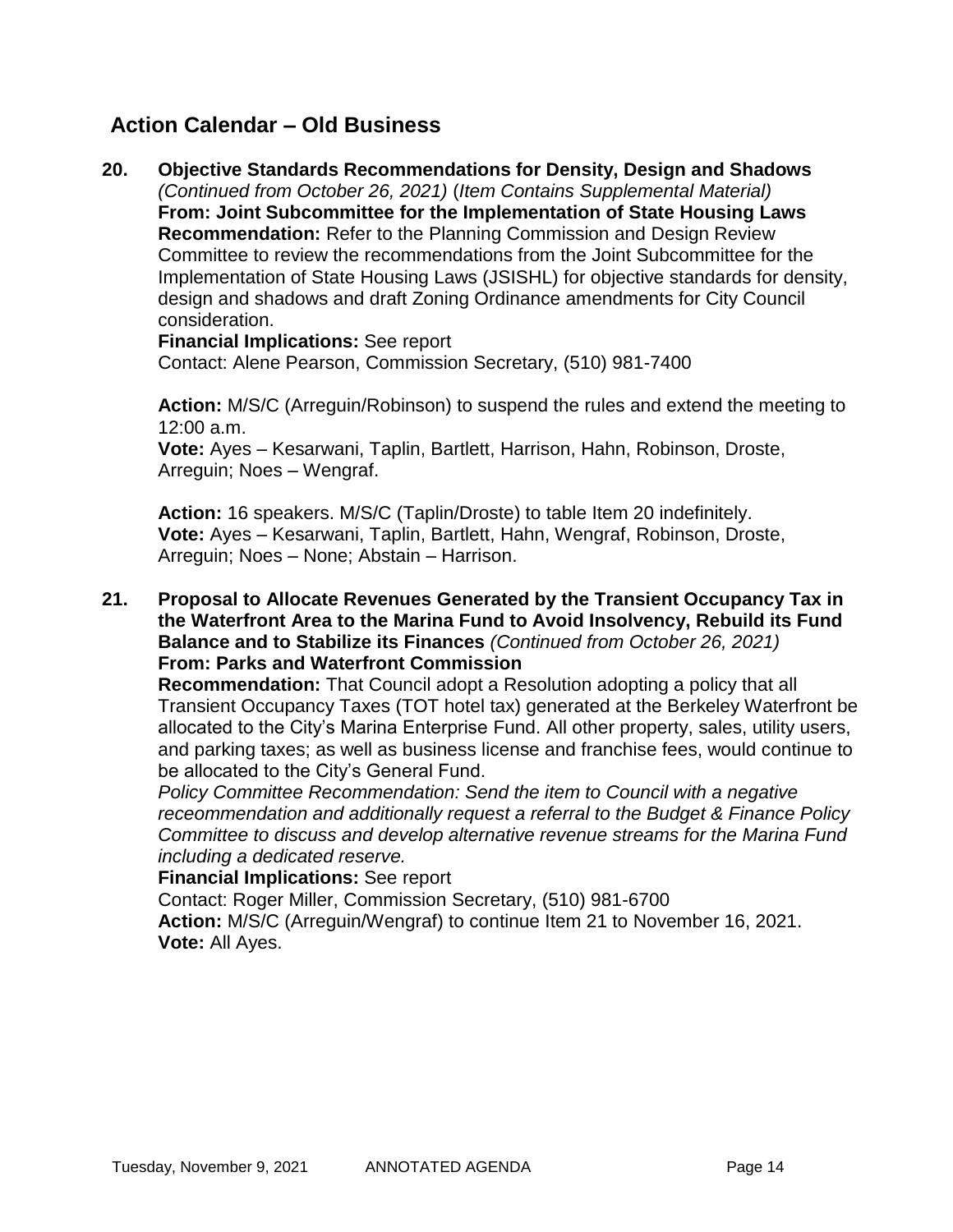## Action Calendar – Old Business

**20. Objective Standards Recommendations for Density, Design and Shadows**
*(Continued from October 26, 2021)* (*Item Contains Supplemental Material)*
**From: Joint Subcommittee for the Implementation of State Housing Laws**
**Recommendation:** Refer to the Planning Commission and Design Review Committee to review the recommendations from the Joint Subcommittee for the Implementation of State Housing Laws (JSISHL) for objective standards for density, design and shadows and draft Zoning Ordinance amendments for City Council consideration.
**Financial Implications:** See report
Contact: Alene Pearson, Commission Secretary, (510) 981-7400

**Action:** M/S/C (Arreguin/Robinson) to suspend the rules and extend the meeting to 12:00 a.m.
**Vote:** Ayes – Kesarwani, Taplin, Bartlett, Harrison, Hahn, Robinson, Droste, Arreguin; Noes – Wengraf.

**Action:** 16 speakers. M/S/C (Taplin/Droste) to table Item 20 indefinitely.
**Vote:** Ayes – Kesarwani, Taplin, Bartlett, Hahn, Wengraf, Robinson, Droste, Arreguin; Noes – None; Abstain – Harrison.

**21. Proposal to Allocate Revenues Generated by the Transient Occupancy Tax in the Waterfront Area to the Marina Fund to Avoid Insolvency, Rebuild its Fund Balance and to Stabilize its Finances** *(Continued from October 26, 2021)*
**From: Parks and Waterfront Commission**
**Recommendation:** That Council adopt a Resolution adopting a policy that all Transient Occupancy Taxes (TOT hotel tax) generated at the Berkeley Waterfront be allocated to the City's Marina Enterprise Fund. All other property, sales, utility users, and parking taxes; as well as business license and franchise fees, would continue to be allocated to the City's General Fund.
*Policy Committee Recommendation: Send the item to Council with a negative receommendation and additionally request a referral to the Budget & Finance Policy Committee to discuss and develop alternative revenue streams for the Marina Fund including a dedicated reserve.*
**Financial Implications:** See report
Contact: Roger Miller, Commission Secretary, (510) 981-6700
**Action:** M/S/C (Arreguin/Wengraf) to continue Item 21 to November 16, 2021.
**Vote:** All Ayes.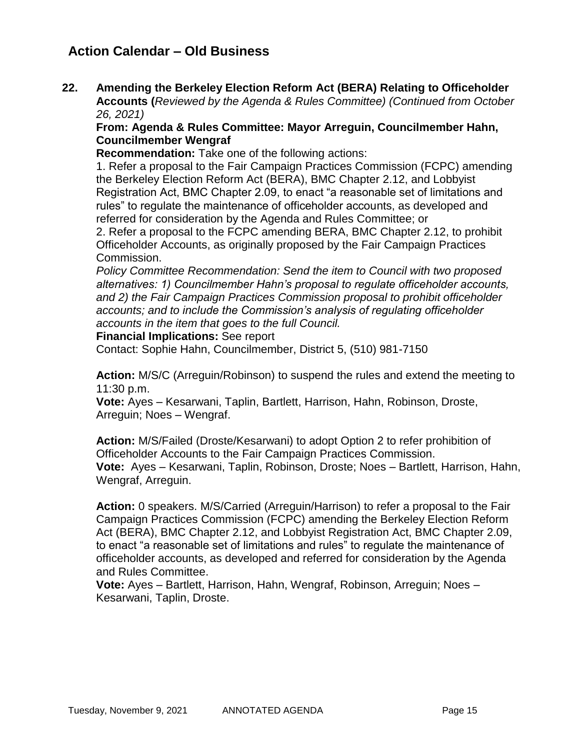## Action Calendar – Old Business

**22. Amending the Berkeley Election Reform Act (BERA) Relating to Officeholder Accounts (***Reviewed by the Agenda & Rules Committee) (Continued from October 26, 2021)*

**From: Agenda & Rules Committee: Mayor Arreguin, Councilmember Hahn, Councilmember Wengraf**

**Recommendation:** Take one of the following actions:

1. Refer a proposal to the Fair Campaign Practices Commission (FCPC) amending the Berkeley Election Reform Act (BERA), BMC Chapter 2.12, and Lobbyist Registration Act, BMC Chapter 2.09, to enact "a reasonable set of limitations and rules" to regulate the maintenance of officeholder accounts, as developed and referred for consideration by the Agenda and Rules Committee; or
2. Refer a proposal to the FCPC amending BERA, BMC Chapter 2.12, to prohibit Officeholder Accounts, as originally proposed by the Fair Campaign Practices Commission.

*Policy Committee Recommendation: Send the item to Council with two proposed alternatives: 1) Councilmember Hahn's proposal to regulate officeholder accounts, and 2) the Fair Campaign Practices Commission proposal to prohibit officeholder accounts; and to include the Commission's analysis of regulating officeholder accounts in the item that goes to the full Council.*

**Financial Implications:** See report

Contact: Sophie Hahn, Councilmember, District 5, (510) 981-7150

**Action:** M/S/C (Arreguin/Robinson) to suspend the rules and extend the meeting to 11:30 p.m.

**Vote:** Ayes – Kesarwani, Taplin, Bartlett, Harrison, Hahn, Robinson, Droste, Arreguin; Noes – Wengraf.

**Action:** M/S/Failed (Droste/Kesarwani) to adopt Option 2 to refer prohibition of Officeholder Accounts to the Fair Campaign Practices Commission.

**Vote:** Ayes – Kesarwani, Taplin, Robinson, Droste; Noes – Bartlett, Harrison, Hahn, Wengraf, Arreguin.

**Action:** 0 speakers. M/S/Carried (Arreguin/Harrison) to refer a proposal to the Fair Campaign Practices Commission (FCPC) amending the Berkeley Election Reform Act (BERA), BMC Chapter 2.12, and Lobbyist Registration Act, BMC Chapter 2.09, to enact "a reasonable set of limitations and rules" to regulate the maintenance of officeholder accounts, as developed and referred for consideration by the Agenda and Rules Committee.

**Vote:** Ayes – Bartlett, Harrison, Hahn, Wengraf, Robinson, Arreguin; Noes – Kesarwani, Taplin, Droste.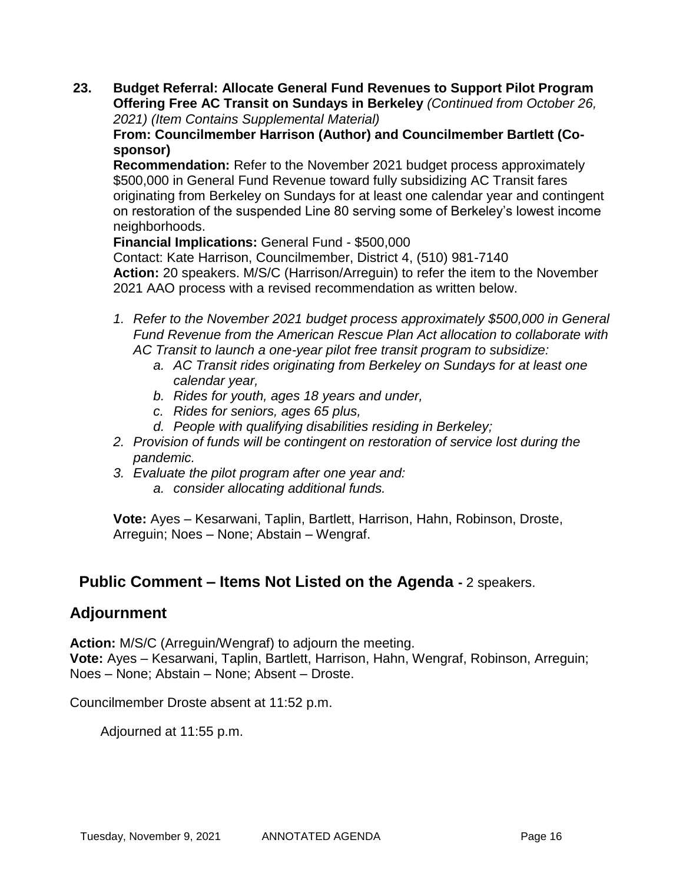**23. Budget Referral: Allocate General Fund Revenues to Support Pilot Program Offering Free AC Transit on Sundays in Berkeley** *(Continued from October 26, 2021) (Item Contains Supplemental Material)*

**From: Councilmember Harrison (Author) and Councilmember Bartlett (Co-sponsor)**

**Recommendation:** Refer to the November 2021 budget process approximately $500,000 in General Fund Revenue toward fully subsidizing AC Transit fares originating from Berkeley on Sundays for at least one calendar year and contingent on restoration of the suspended Line 80 serving some of Berkeley's lowest income neighborhoods.

**Financial Implications:** General Fund - $500,000

Contact: Kate Harrison, Councilmember, District 4, (510) 981-7140

**Action:** 20 speakers. M/S/C (Harrison/Arreguin) to refer the item to the November 2021 AAO process with a revised recommendation as written below.

1. *Refer to the November 2021 budget process approximately $500,000 in General Fund Revenue from the American Rescue Plan Act allocation to collaborate with AC Transit to launch a one-year pilot free transit program to subsidize:*
   a. *AC Transit rides originating from Berkeley on Sundays for at least one calendar year,*
   b. *Rides for youth, ages 18 years and under,*
   c. *Rides for seniors, ages 65 plus,*
   d. *People with qualifying disabilities residing in Berkeley;*
2. *Provision of funds will be contingent on restoration of service lost during the pandemic.*
3. *Evaluate the pilot program after one year and:*
   a. *consider allocating additional funds.*

**Vote:** Ayes – Kesarwani, Taplin, Bartlett, Harrison, Hahn, Robinson, Droste, Arreguin; Noes – None; Abstain – Wengraf.

## Public Comment – Items Not Listed on the Agenda - 2 speakers.

## Adjournment

**Action:** M/S/C (Arreguin/Wengraf) to adjourn the meeting.

**Vote:** Ayes – Kesarwani, Taplin, Bartlett, Harrison, Hahn, Wengraf, Robinson, Arreguin; Noes – None; Abstain – None; Absent – Droste.

Councilmember Droste absent at 11:52 p.m.

Adjourned at 11:55 p.m.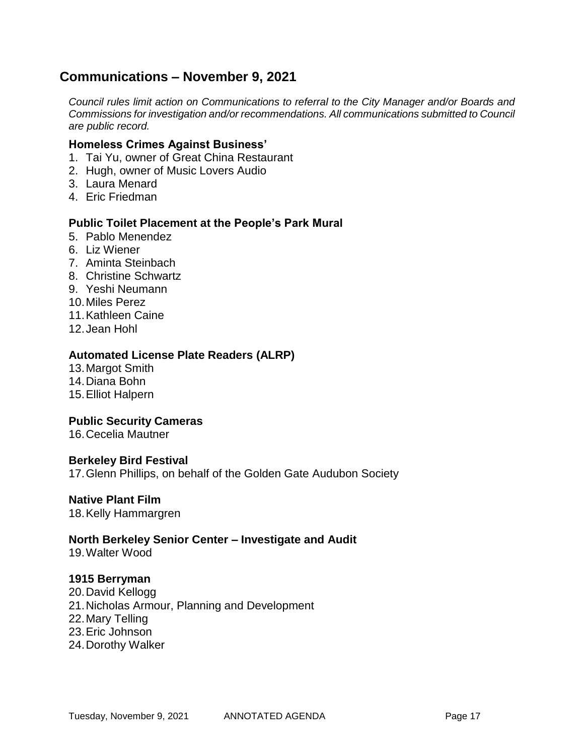## Communications – November 9, 2021

*Council rules limit action on Communications to referral to the City Manager and/or Boards and Commissions for investigation and/or recommendations. All communications submitted to Council are public record.*

### Homeless Crimes Against Business'

1. Tai Yu, owner of Great China Restaurant
2. Hugh, owner of Music Lovers Audio
3. Laura Menard
4. Eric Friedman

### Public Toilet Placement at the People's Park Mural

5. Pablo Menendez
6. Liz Wiener
7. Aminta Steinbach
8. Christine Schwartz
9. Yeshi Neumann
10. Miles Perez
11. Kathleen Caine
12. Jean Hohl

### Automated License Plate Readers (ALRP)

13. Margot Smith
14. Diana Bohn
15. Elliot Halpern

### Public Security Cameras

16. Cecelia Mautner

### Berkeley Bird Festival

17. Glenn Phillips, on behalf of the Golden Gate Audubon Society

### Native Plant Film

18. Kelly Hammargren

### North Berkeley Senior Center – Investigate and Audit

19. Walter Wood

### 1915 Berryman

20. David Kellogg
21. Nicholas Armour, Planning and Development
22. Mary Telling
23. Eric Johnson
24. Dorothy Walker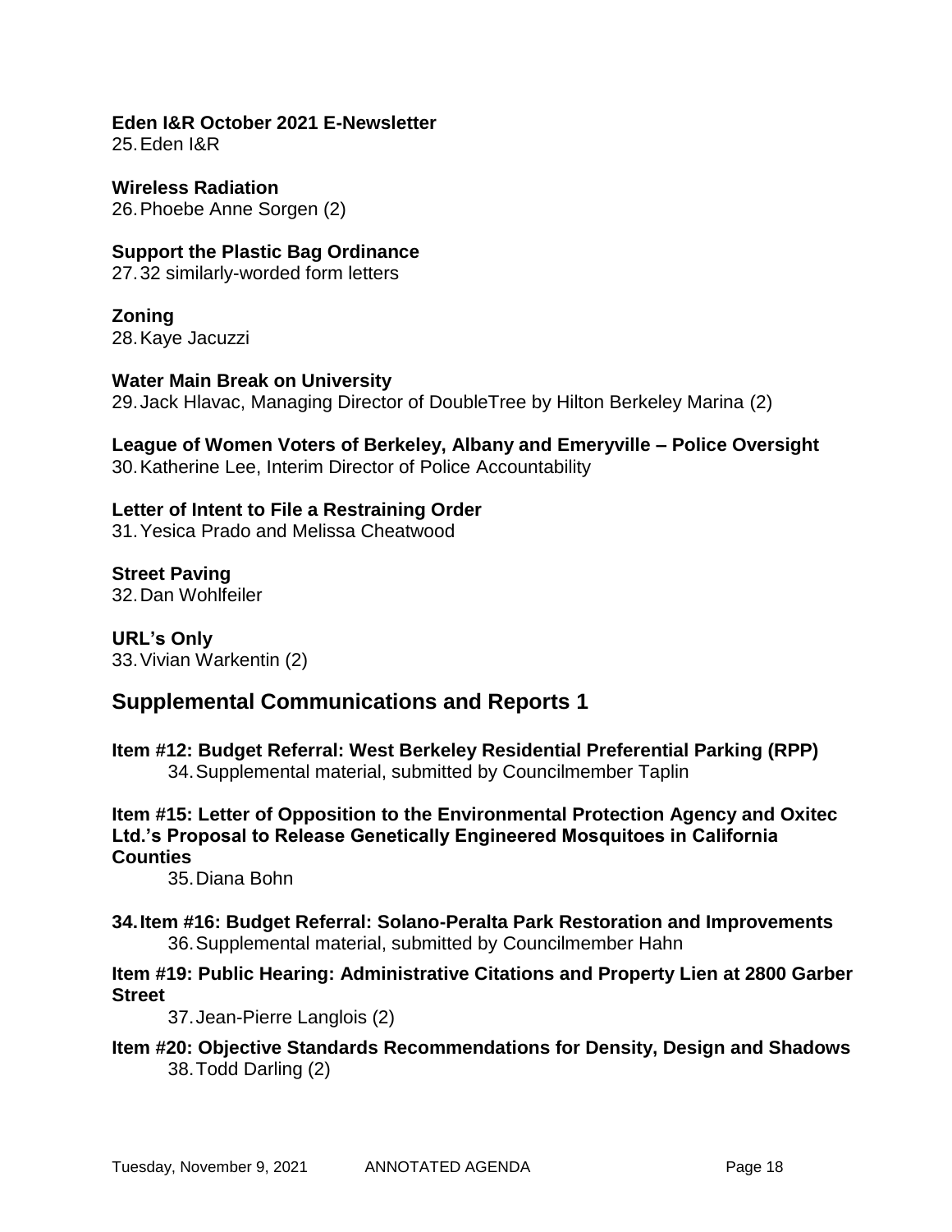**Eden I&R October 2021 E-Newsletter**

25. Eden I&R

**Wireless Radiation**

26. Phoebe Anne Sorgen (2)

**Support the Plastic Bag Ordinance**

27. 32 similarly-worded form letters

**Zoning**

28. Kaye Jacuzzi

**Water Main Break on University**

29. Jack Hlavac, Managing Director of DoubleTree by Hilton Berkeley Marina (2)

**League of Women Voters of Berkeley, Albany and Emeryville – Police Oversight**

30. Katherine Lee, Interim Director of Police Accountability

**Letter of Intent to File a Restraining Order**

31. Yesica Prado and Melissa Cheatwood

**Street Paving**

32. Dan Wohlfeiler

**URL's Only**

33. Vivian Warkentin (2)

## Supplemental Communications and Reports 1

**Item #12: Budget Referral: West Berkeley Residential Preferential Parking (RPP)**

34. Supplemental material, submitted by Councilmember Taplin

**Item #15: Letter of Opposition to the Environmental Protection Agency and Oxitec Ltd.'s Proposal to Release Genetically Engineered Mosquitoes in California Counties**

35. Diana Bohn

**34. Item #16: Budget Referral: Solano-Peralta Park Restoration and Improvements**

36. Supplemental material, submitted by Councilmember Hahn

**Item #19: Public Hearing: Administrative Citations and Property Lien at 2800 Garber Street**

37. Jean-Pierre Langlois (2)

**Item #20: Objective Standards Recommendations for Density, Design and Shadows**

38. Todd Darling (2)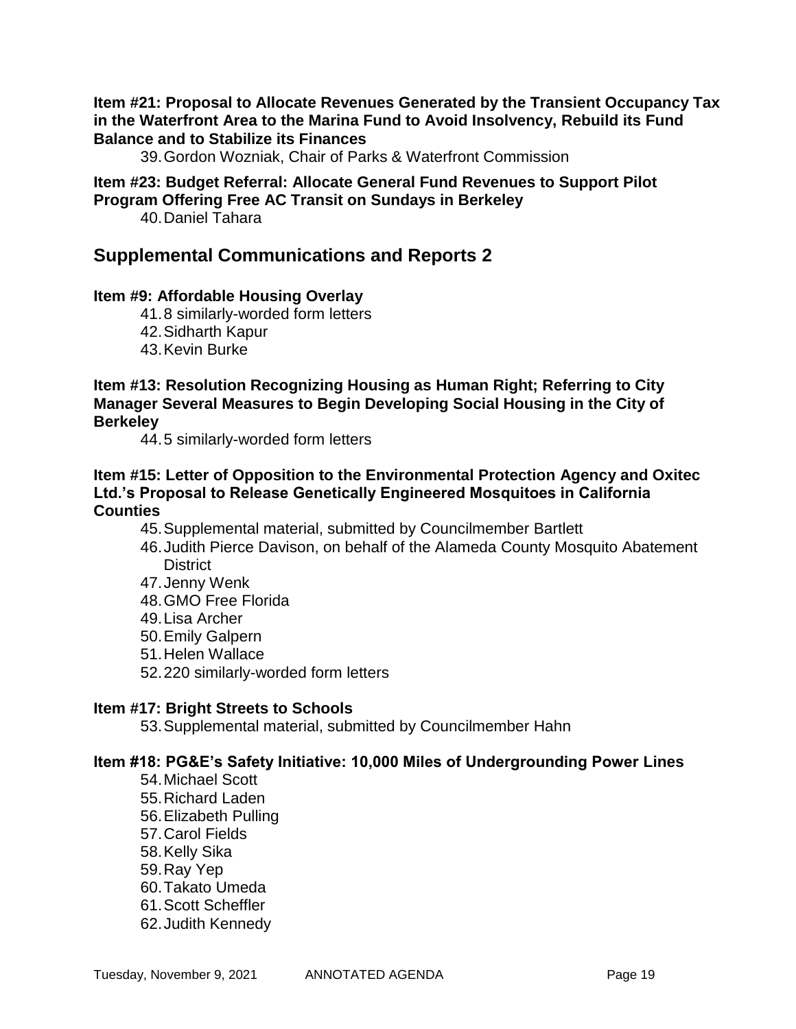**Item #21: Proposal to Allocate Revenues Generated by the Transient Occupancy Tax in the Waterfront Area to the Marina Fund to Avoid Insolvency, Rebuild its Fund Balance and to Stabilize its Finances**

39. Gordon Wozniak, Chair of Parks & Waterfront Commission

**Item #23: Budget Referral: Allocate General Fund Revenues to Support Pilot Program Offering Free AC Transit on Sundays in Berkeley**

40. Daniel Tahara

## Supplemental Communications and Reports 2

**Item #9: Affordable Housing Overlay**

41. 8 similarly-worded form letters
42. Sidharth Kapur
43. Kevin Burke

**Item #13: Resolution Recognizing Housing as Human Right; Referring to City Manager Several Measures to Begin Developing Social Housing in the City of Berkeley**

44. 5 similarly-worded form letters

**Item #15: Letter of Opposition to the Environmental Protection Agency and Oxitec Ltd.'s Proposal to Release Genetically Engineered Mosquitoes in California Counties**

45. Supplemental material, submitted by Councilmember Bartlett
46. Judith Pierce Davison, on behalf of the Alameda County Mosquito Abatement District
47. Jenny Wenk
48. GMO Free Florida
49. Lisa Archer
50. Emily Galpern
51. Helen Wallace
52. 220 similarly-worded form letters

**Item #17: Bright Streets to Schools**

53. Supplemental material, submitted by Councilmember Hahn

**Item #18: PG&E's Safety Initiative: 10,000 Miles of Undergrounding Power Lines**

54. Michael Scott
55. Richard Laden
56. Elizabeth Pulling
57. Carol Fields
58. Kelly Sika
59. Ray Yep
60. Takato Umeda
61. Scott Scheffler
62. Judith Kennedy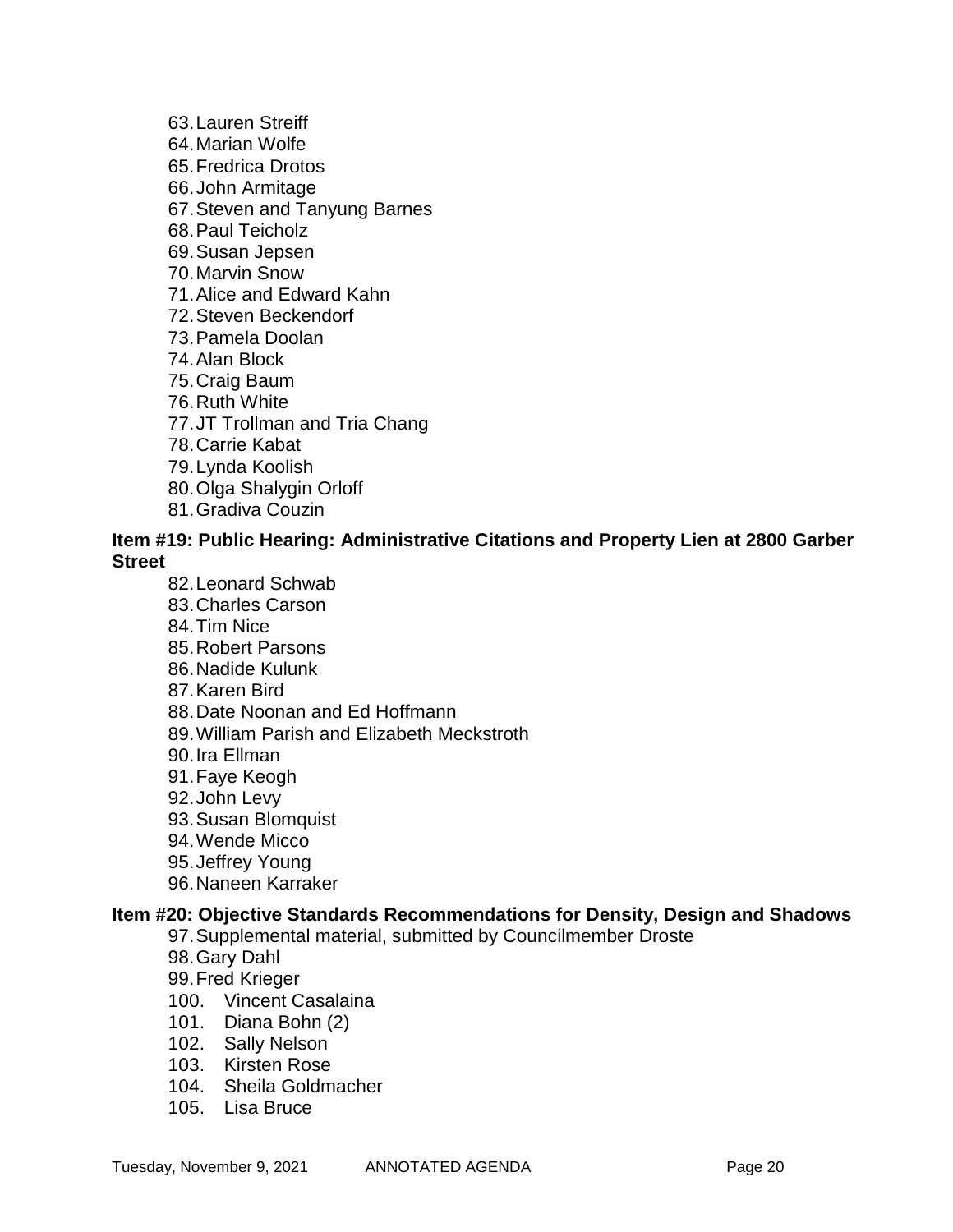63. Lauren Streiff
64. Marian Wolfe
65. Fredrica Drotos
66. John Armitage
67. Steven and Tanyung Barnes
68. Paul Teicholz
69. Susan Jepsen
70. Marvin Snow
71. Alice and Edward Kahn
72. Steven Beckendorf
73. Pamela Doolan
74. Alan Block
75. Craig Baum
76. Ruth White
77. JT Trollman and Tria Chang
78. Carrie Kabat
79. Lynda Koolish
80. Olga Shalygin Orloff
81. Gradiva Couzin

**Item #19: Public Hearing: Administrative Citations and Property Lien at 2800 Garber Street**

82. Leonard Schwab
83. Charles Carson
84. Tim Nice
85. Robert Parsons
86. Nadide Kulunk
87. Karen Bird
88. Date Noonan and Ed Hoffmann
89. William Parish and Elizabeth Meckstroth
90. Ira Ellman
91. Faye Keogh
92. John Levy
93. Susan Blomquist
94. Wende Micco
95. Jeffrey Young
96. Naneen Karraker

**Item #20: Objective Standards Recommendations for Density, Design and Shadows**

97. Supplemental material, submitted by Councilmember Droste
98. Gary Dahl
99. Fred Krieger
100. Vincent Casalaina
101. Diana Bohn (2)
102. Sally Nelson
103. Kirsten Rose
104. Sheila Goldmacher
105. Lisa Bruce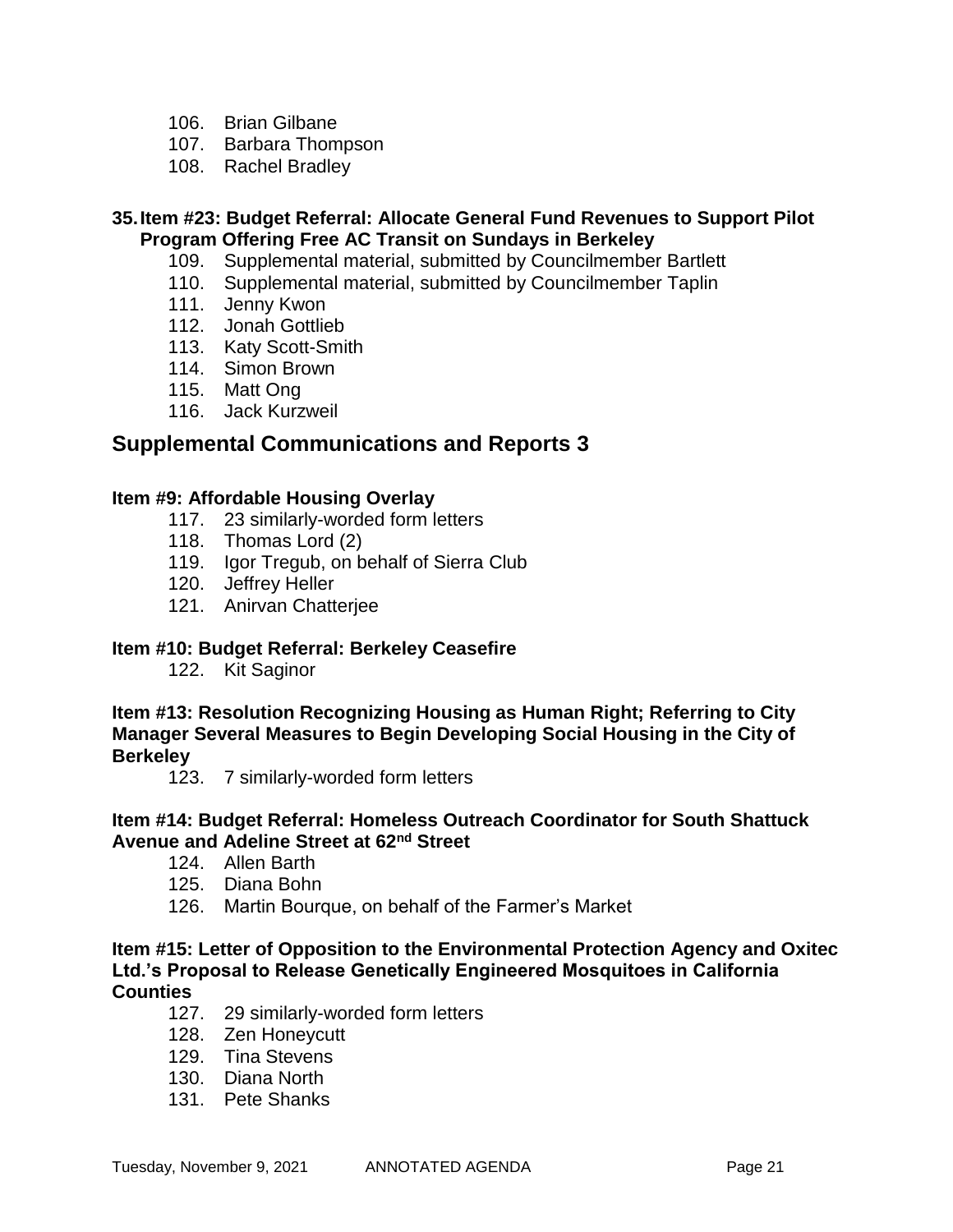106. Brian Gilbane
107. Barbara Thompson
108. Rachel Bradley

**35. Item #23: Budget Referral: Allocate General Fund Revenues to Support Pilot Program Offering Free AC Transit on Sundays in Berkeley**

109. Supplemental material, submitted by Councilmember Bartlett
110. Supplemental material, submitted by Councilmember Taplin
111. Jenny Kwon
112. Jonah Gottlieb
113. Katy Scott-Smith
114. Simon Brown
115. Matt Ong
116. Jack Kurzweil

## Supplemental Communications and Reports 3

**Item #9: Affordable Housing Overlay**

117. 23 similarly-worded form letters
118. Thomas Lord (2)
119. Igor Tregub, on behalf of Sierra Club
120. Jeffrey Heller
121. Anirvan Chatterjee

**Item #10: Budget Referral: Berkeley Ceasefire**

122. Kit Saginor

**Item #13: Resolution Recognizing Housing as Human Right; Referring to City Manager Several Measures to Begin Developing Social Housing in the City of Berkeley**

123. 7 similarly-worded form letters

**Item #14: Budget Referral: Homeless Outreach Coordinator for South Shattuck Avenue and Adeline Street at 62nd Street**

124. Allen Barth
125. Diana Bohn
126. Martin Bourque, on behalf of the Farmer's Market

**Item #15: Letter of Opposition to the Environmental Protection Agency and Oxitec Ltd.'s Proposal to Release Genetically Engineered Mosquitoes in California Counties**

127. 29 similarly-worded form letters
128. Zen Honeycutt
129. Tina Stevens
130. Diana North
131. Pete Shanks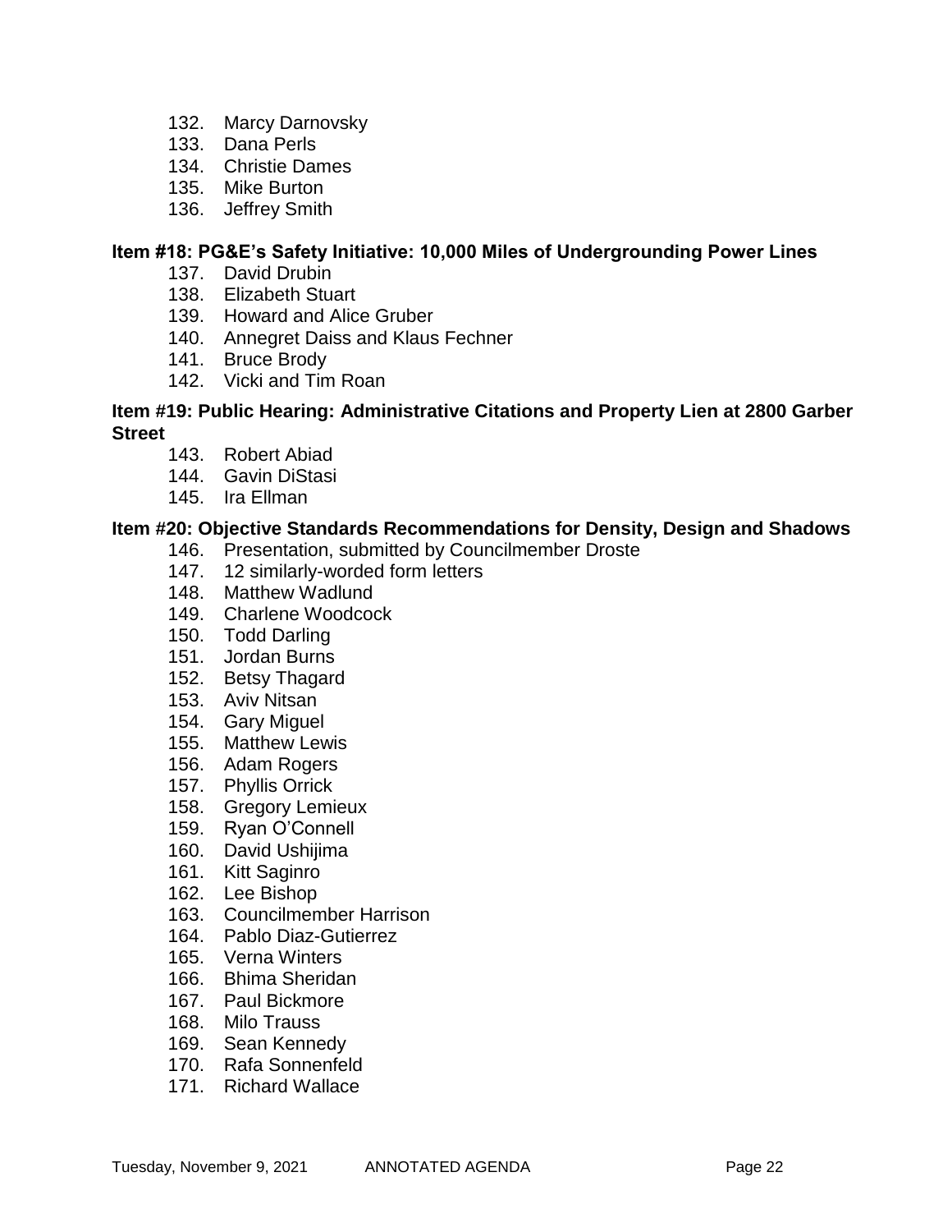132. Marcy Darnovsky
133. Dana Perls
134. Christie Dames
135. Mike Burton
136. Jeffrey Smith

**Item #18: PG&E's Safety Initiative: 10,000 Miles of Undergrounding Power Lines**

137. David Drubin
138. Elizabeth Stuart
139. Howard and Alice Gruber
140. Annegret Daiss and Klaus Fechner
141. Bruce Brody
142. Vicki and Tim Roan

**Item #19: Public Hearing: Administrative Citations and Property Lien at 2800 Garber Street**

143. Robert Abiad
144. Gavin DiStasi
145. Ira Ellman

**Item #20: Objective Standards Recommendations for Density, Design and Shadows**

146. Presentation, submitted by Councilmember Droste
147. 12 similarly-worded form letters
148. Matthew Wadlund
149. Charlene Woodcock
150. Todd Darling
151. Jordan Burns
152. Betsy Thagard
153. Aviv Nitsan
154. Gary Miguel
155. Matthew Lewis
156. Adam Rogers
157. Phyllis Orrick
158. Gregory Lemieux
159. Ryan O'Connell
160. David Ushijima
161. Kitt Saginro
162. Lee Bishop
163. Councilmember Harrison
164. Pablo Diaz-Gutierrez
165. Verna Winters
166. Bhima Sheridan
167. Paul Bickmore
168. Milo Trauss
169. Sean Kennedy
170. Rafa Sonnenfeld
171. Richard Wallace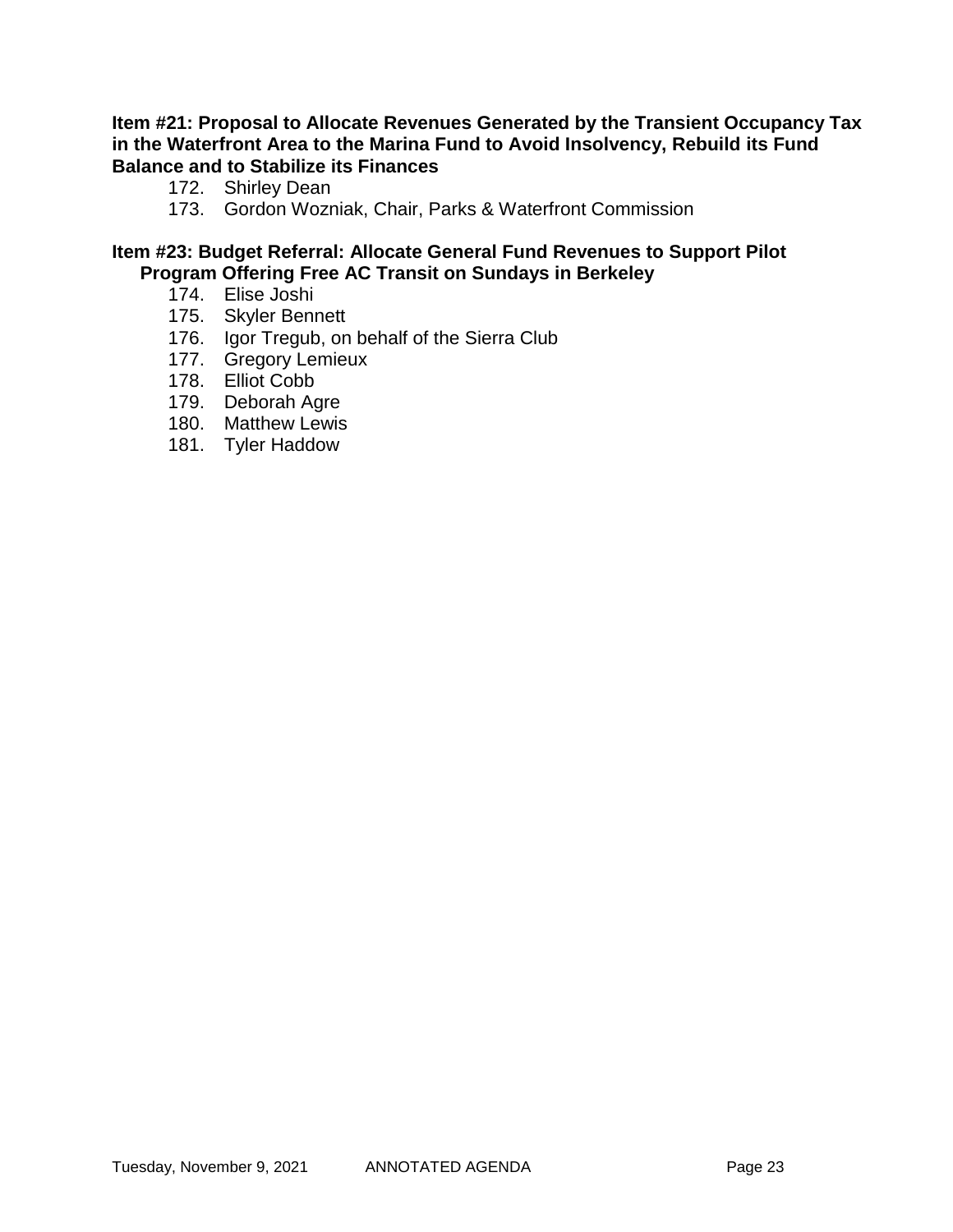**Item #21: Proposal to Allocate Revenues Generated by the Transient Occupancy Tax in the Waterfront Area to the Marina Fund to Avoid Insolvency, Rebuild its Fund Balance and to Stabilize its Finances**

172. Shirley Dean
173. Gordon Wozniak, Chair, Parks & Waterfront Commission

**Item #23: Budget Referral: Allocate General Fund Revenues to Support Pilot Program Offering Free AC Transit on Sundays in Berkeley**

174. Elise Joshi
175. Skyler Bennett
176. Igor Tregub, on behalf of the Sierra Club
177. Gregory Lemieux
178. Elliot Cobb
179. Deborah Agre
180. Matthew Lewis
181. Tyler Haddow